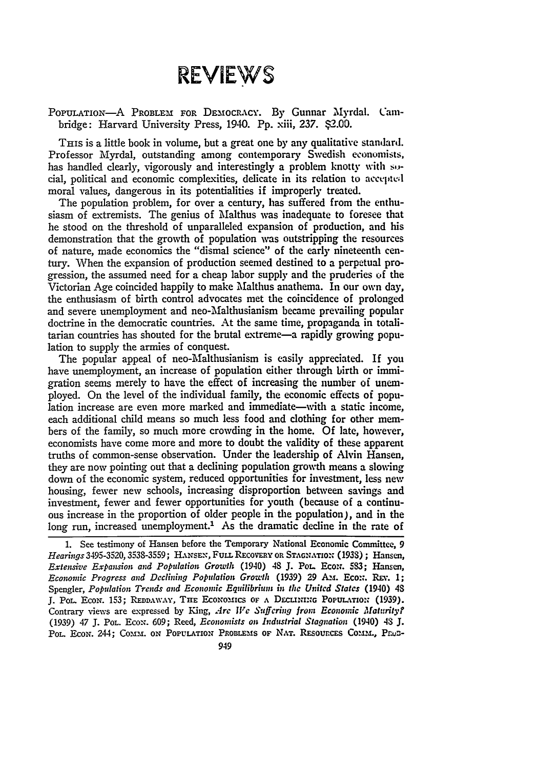# REVIEWS

POPULATION—A PROBLEM FOR DEMOCRACY. By Gunnar Myrdal. Cambridge: Harvard University Press, 1940. Pp. xiii, 237. $2.00.

THIS is a little book in volume, but a great one by any qualitative standard. Professor Myrdal, outstanding among contemporary Swedish economists, has handled clearly, vigorously and interestingly a problem knotty with social, political and economic complexities, delicate in its relation to accepted moral values, dangerous in its potentialities if improperly treated.

The population problem, for over a century, has suffered from the enthusiasm of extremists. The genius of Malthus was inadequate to foresee that he stood on the threshold of unparalleled expansion of production, and his demonstration that the growth of population was outstripping the resources of nature, made economics the "dismal science" of the early nineteenth century. When the expansion of production seemed destined to a perpetual progression, the assumed need for a cheap labor supply and the pruderies of the Victorian Age coincided happily to make Malthus anathema. In our own day, the enthusiasm of birth control advocates met the coincidence of prolonged and severe unemployment and neo-Malthusianism became prevailing popular doctrine in the democratic countries. At the same time, propaganda in totalitarian countries has shouted for the brutal extreme—a rapidly growing population to supply the armies of conquest.

The popular appeal of neo-Malthusianism is easily appreciated. If you have unemployment, an increase of population either through birth or immigration seems merely to have the effect of increasing the number of unemployed. On the level of the individual family, the economic effects of population increase are even more marked and immediate—with a static income, each additional child means so much less food and clothing for other members of the family, so much more crowding in the home. Of late, however, economists have come more and more to doubt the validity of these apparent truths of common-sense observation. Under the leadership of Alvin Hansen, they are now pointing out that a declining population growth means a slowing down of the economic system, reduced opportunities for investment, less new housing, fewer new schools, increasing disproportion between savings and investment, fewer and fewer opportunities for youth (because of a continuous increase in the proportion of older people in the population), and in the long run, increased unemployment.[1] As the dramatic decline in the rate of

1. See testimony of Hansen before the Temporary National Economic Committee, 9 *Hearings* 3495-3520, 3538-3559; HANSEN, FULL RECOVERY OR STAGNATION (1938); Hansen, *Extensive Expansion and Population Growth* (1940) 48 J. POL. ECON. 583; Hansen, *Economic Progress and Declining Population Growth* (1939) 29 AM. ECON. REV. 1; Spengler, *Population Trends and Economic Equilibrium in the United States* (1940) 48 J. POL. ECON. 153; REDDAWAY, THE ECONOMICS OF A DECLINING POPULATION (1939). Contrary views are expressed by King, *Are We Suffering from Economic Maturity?* (1939) 47 J. POL. ECON. 609; Reed, *Economists on Industrial Stagnation* (1940) 48 J. POL. ECON. 244; COMM. ON POPULATION PROBLEMS OF NAT. RESOURCES COMM., PROB-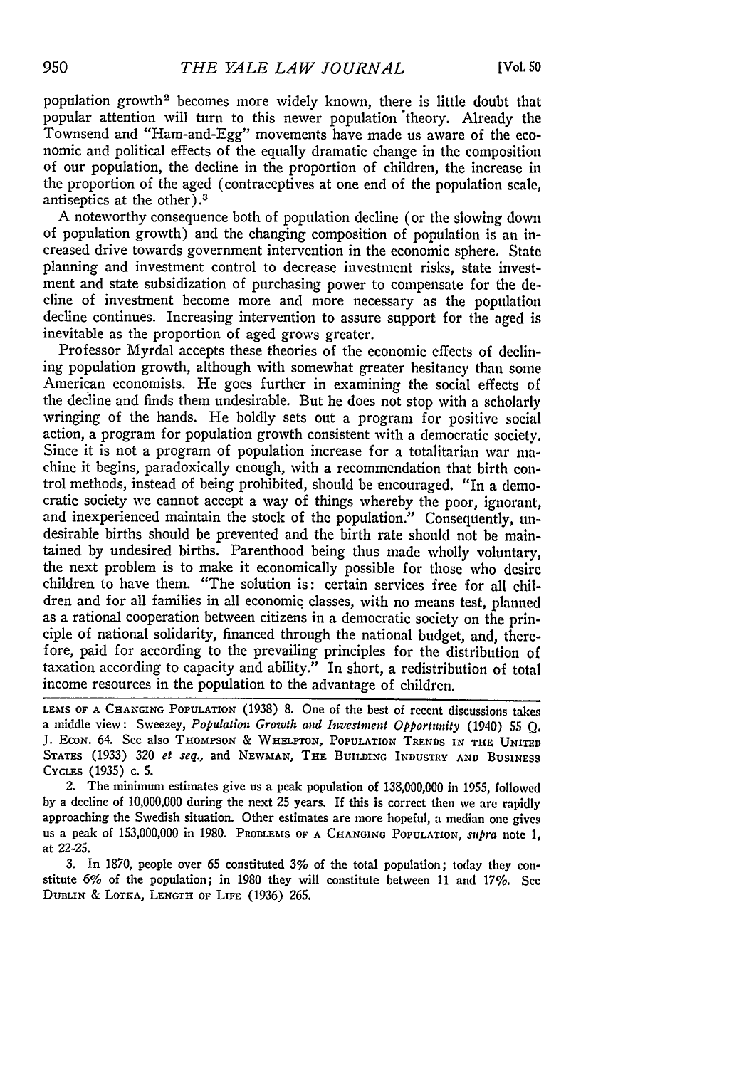population growth[2] becomes more widely known, there is little doubt that popular attention will turn to this newer population theory. Already the Townsend and "Ham-and-Egg" movements have made us aware of the economic and political effects of the equally dramatic change in the composition of our population, the decline in the proportion of children, the increase in the proportion of the aged (contraceptives at one end of the population scale, antiseptics at the other).[3]

A noteworthy consequence both of population decline (or the slowing down of population growth) and the changing composition of population is an increased drive towards government intervention in the economic sphere. State planning and investment control to decrease investment risks, state investment and state subsidization of purchasing power to compensate for the decline of investment become more and more necessary as the population decline continues. Increasing intervention to assure support for the aged is inevitable as the proportion of aged grows greater.

Professor Myrdal accepts these theories of the economic effects of declining population growth, although with somewhat greater hesitancy than some American economists. He goes further in examining the social effects of the decline and finds them undesirable. But he does not stop with a scholarly wringing of the hands. He boldly sets out a program for positive social action, a program for population growth consistent with a democratic society. Since it is not a program of population increase for a totalitarian war machine it begins, paradoxically enough, with a recommendation that birth control methods, instead of being prohibited, should be encouraged. "In a democratic society we cannot accept a way of things whereby the poor, ignorant, and inexperienced maintain the stock of the population." Consequently, undesirable births should be prevented and the birth rate should not be maintained by undesired births. Parenthood being thus made wholly voluntary, the next problem is to make it economically possible for those who desire children to have them. "The solution is: certain services free for all children and for all families in all economic classes, with no means test, planned as a rational cooperation between citizens in a democratic society on the principle of national solidarity, financed through the national budget, and, therefore, paid for according to the prevailing principles for the distribution of taxation according to capacity and ability." In short, a redistribution of total income resources in the population to the advantage of children.

---

LEMS OF A CHANGING POPULATION (1938) 8. One of the best of recent discussions takes a middle view: Sweezey, *Population Growth and Investment Opportunity* (1940) 55 Q. J. ECON. 64. See also THOMPSON & WHELPTON, POPULATION TRENDS IN THE UNITED STATES (1933) 320 *et seq.*, and NEWMAN, THE BUILDING INDUSTRY AND BUSINESS CYCLES (1935) c. 5.

2. The minimum estimates give us a peak population of 138,000,000 in 1955, followed by a decline of 10,000,000 during the next 25 years. If this is correct then we are rapidly approaching the Swedish situation. Other estimates are more hopeful, a median one gives us a peak of 153,000,000 in 1980. PROBLEMS OF A CHANGING POPULATION, *supra* note 1, at 22-25.

3. In 1870, people over 65 constituted 3% of the total population; today they constitute 6% of the population; in 1980 they will constitute between 11 and 17%. See DUBLIN & LOTKA, LENGTH OF LIFE (1936) 265.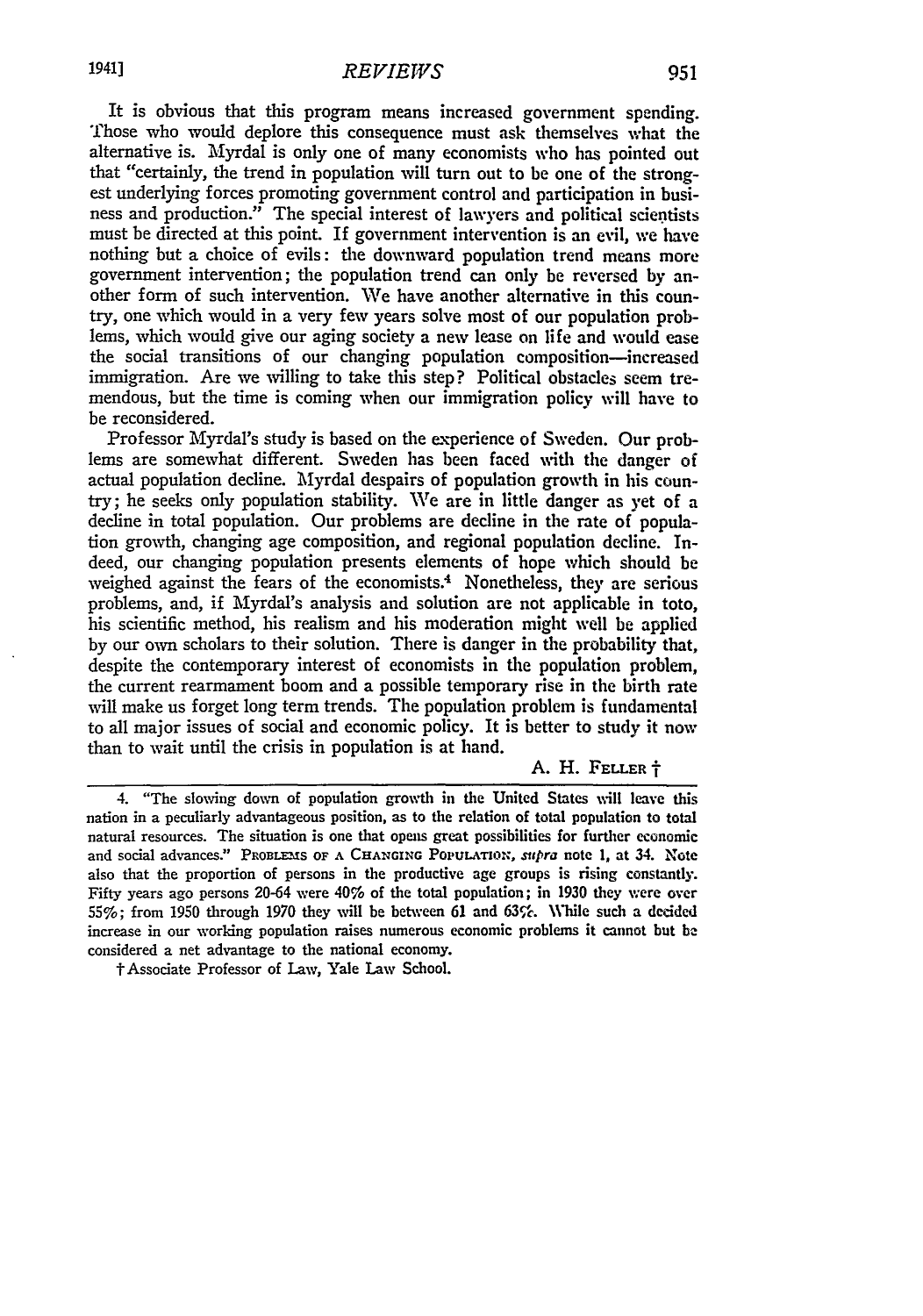It is obvious that this program means increased government spending. Those who would deplore this consequence must ask themselves what the alternative is. Myrdal is only one of many economists who has pointed out that "certainly, the trend in population will turn out to be one of the strongest underlying forces promoting government control and participation in business and production." The special interest of lawyers and political scientists must be directed at this point. If government intervention is an evil, we have nothing but a choice of evils: the downward population trend means more government intervention; the population trend can only be reversed by another form of such intervention. We have another alternative in this country, one which would in a very few years solve most of our population problems, which would give our aging society a new lease on life and would ease the social transitions of our changing population composition—increased immigration. Are we willing to take this step? Political obstacles seem tremendous, but the time is coming when our immigration policy will have to be reconsidered.

Professor Myrdal's study is based on the experience of Sweden. Our problems are somewhat different. Sweden has been faced with the danger of actual population decline. Myrdal despairs of population growth in his country; he seeks only population stability. We are in little danger as yet of a decline in total population. Our problems are decline in the rate of population growth, changing age composition, and regional population decline. Indeed, our changing population presents elements of hope which should be weighed against the fears of the economists.[4] Nonetheless, they are serious problems, and, if Myrdal's analysis and solution are not applicable in toto, his scientific method, his realism and his moderation might well be applied by our own scholars to their solution. There is danger in the probability that, despite the contemporary interest of economists in the population problem, the current rearmament boom and a possible temporary rise in the birth rate will make us forget long term trends. The population problem is fundamental to all major issues of social and economic policy. It is better to study it now than to wait until the crisis in population is at hand.

A. H. FELLER †

---

4. "The slowing down of population growth in the United States will leave this nation in a peculiarly advantageous position, as to the relation of total population to total natural resources. The situation is one that opens great possibilities for further economic and social advances." PROBLEMS OF A CHANGING POPULATION, *supra* note 1, at 34. Note also that the proportion of persons in the productive age groups is rising constantly. Fifty years ago persons 20-64 were 40% of the total population; in 1930 they were over 55%; from 1950 through 1970 they will be between 61 and 63%. While such a decided increase in our working population raises numerous economic problems it cannot but be considered a net advantage to the national economy.

† Associate Professor of Law, Yale Law School.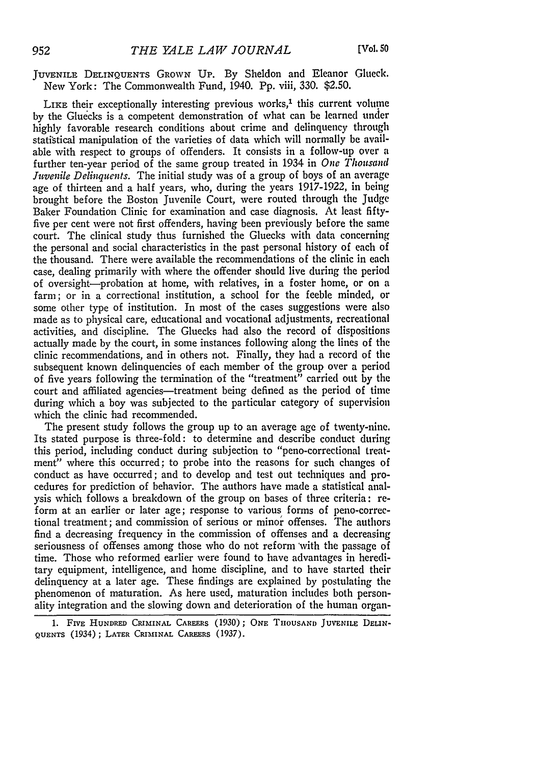JUVENILE DELINQUENTS GROWN UP. By Sheldon and Eleanor Glueck. New York: The Commonwealth Fund, 1940. Pp. viii, 330. $2.50.

LIKE their exceptionally interesting previous works,[1] this current volume by the Gluecks is a competent demonstration of what can be learned under highly favorable research conditions about crime and delinquency through statistical manipulation of the varieties of data which will normally be available with respect to groups of offenders. It consists in a follow-up over a further ten-year period of the same group treated in 1934 in *One Thousand Juvenile Delinquents*. The initial study was of a group of boys of an average age of thirteen and a half years, who, during the years 1917-1922, in being brought before the Boston Juvenile Court, were routed through the Judge Baker Foundation Clinic for examination and case diagnosis. At least fifty-five per cent were not first offenders, having been previously before the same court. The clinical study thus furnished the Gluecks with data concerning the personal and social characteristics in the past personal history of each of the thousand. There were available the recommendations of the clinic in each case, dealing primarily with where the offender should live during the period of oversight—probation at home, with relatives, in a foster home, or on a farm; or in a correctional institution, a school for the feeble minded, or some other type of institution. In most of the cases suggestions were also made as to physical care, educational and vocational adjustments, recreational activities, and discipline. The Gluecks had also the record of dispositions actually made by the court, in some instances following along the lines of the clinic recommendations, and in others not. Finally, they had a record of the subsequent known delinquencies of each member of the group over a period of five years following the termination of the "treatment" carried out by the court and affiliated agencies—treatment being defined as the period of time during which a boy was subjected to the particular category of supervision which the clinic had recommended.

The present study follows the group up to an average age of twenty-nine. Its stated purpose is three-fold: to determine and describe conduct during this period, including conduct during subjection to "peno-correctional treatment" where this occurred; to probe into the reasons for such changes of conduct as have occurred; and to develop and test out techniques and procedures for prediction of behavior. The authors have made a statistical analysis which follows a breakdown of the group on bases of three criteria: reform at an earlier or later age; response to various forms of peno-correctional treatment; and commission of serious or minor offenses. The authors find a decreasing frequency in the commission of offenses and a decreasing seriousness of offenses among those who do not reform with the passage of time. Those who reformed earlier were found to have advantages in hereditary equipment, intelligence, and home discipline, and to have started their delinquency at a later age. These findings are explained by postulating the phenomenon of maturation. As here used, maturation includes both personality integration and the slowing down and deterioration of the human organ-

1. FIVE HUNDRED CRIMINAL CAREERS (1930); ONE THOUSAND JUVENILE DELINQUENTS (1934); LATER CRIMINAL CAREERS (1937).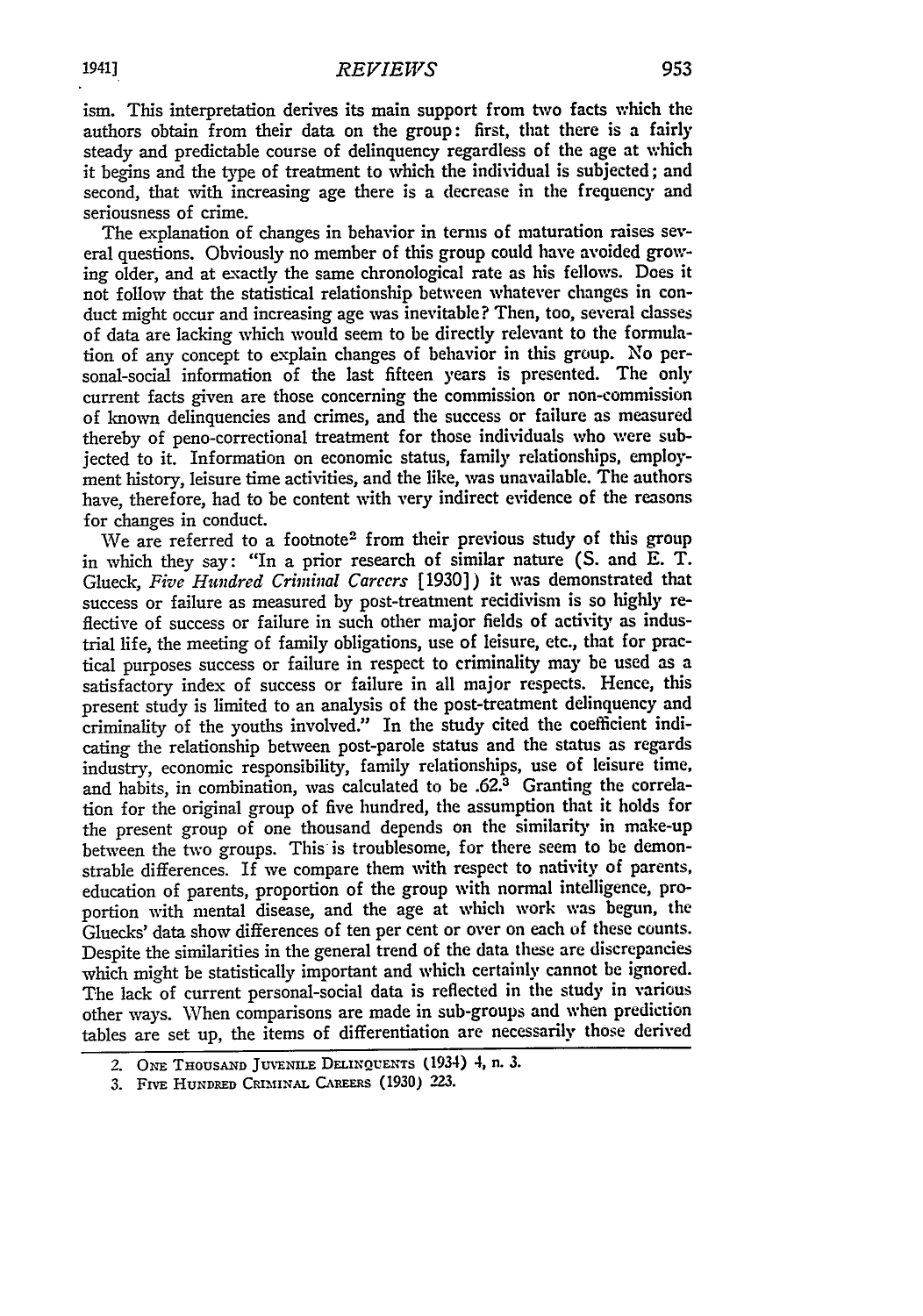ism. This interpretation derives its main support from two facts which the authors obtain from their data on the group: first, that there is a fairly steady and predictable course of delinquency regardless of the age at which it begins and the type of treatment to which the individual is subjected; and second, that with increasing age there is a decrease in the frequency and seriousness of crime.

The explanation of changes in behavior in terms of maturation raises several questions. Obviously no member of this group could have avoided growing older, and at exactly the same chronological rate as his fellows. Does it not follow that the statistical relationship between whatever changes in conduct might occur and increasing age was inevitable? Then, too, several classes of data are lacking which would seem to be directly relevant to the formulation of any concept to explain changes of behavior in this group. No personal-social information of the last fifteen years is presented. The only current facts given are those concerning the commission or non-commission of known delinquencies and crimes, and the success or failure as measured thereby of peno-correctional treatment for those individuals who were subjected to it. Information on economic status, family relationships, employment history, leisure time activities, and the like, was unavailable. The authors have, therefore, had to be content with very indirect evidence of the reasons for changes in conduct.

We are referred to a footnote[2] from their previous study of this group in which they say: "In a prior research of similar nature (S. and E. T. Glueck, *Five Hundred Criminal Careers* [1930]) it was demonstrated that success or failure as measured by post-treatment recidivism is so highly reflective of success or failure in such other major fields of activity as industrial life, the meeting of family obligations, use of leisure, etc., that for practical purposes success or failure in respect to criminality may be used as a satisfactory index of success or failure in all major respects. Hence, this present study is limited to an analysis of the post-treatment delinquency and criminality of the youths involved." In the study cited the coefficient indicating the relationship between post-parole status and the status as regards industry, economic responsibility, family relationships, use of leisure time, and habits, in combination, was calculated to be .62.[3] Granting the correlation for the original group of five hundred, the assumption that it holds for the present group of one thousand depends on the similarity in make-up between the two groups. This is troublesome, for there seem to be demonstrable differences. If we compare them with respect to nativity of parents, education of parents, proportion of the group with normal intelligence, proportion with mental disease, and the age at which work was begun, the Gluecks' data show differences of ten per cent or over on each of these counts. Despite the similarities in the general trend of the data these are discrepancies which might be statistically important and which certainly cannot be ignored. The lack of current personal-social data is reflected in the study in various other ways. When comparisons are made in sub-groups and when prediction tables are set up, the items of differentiation are necessarily those derived

2. One Thousand Juvenile Delinquents (1934) 4, n. 3.

3. Five Hundred Criminal Careers (1930) 223.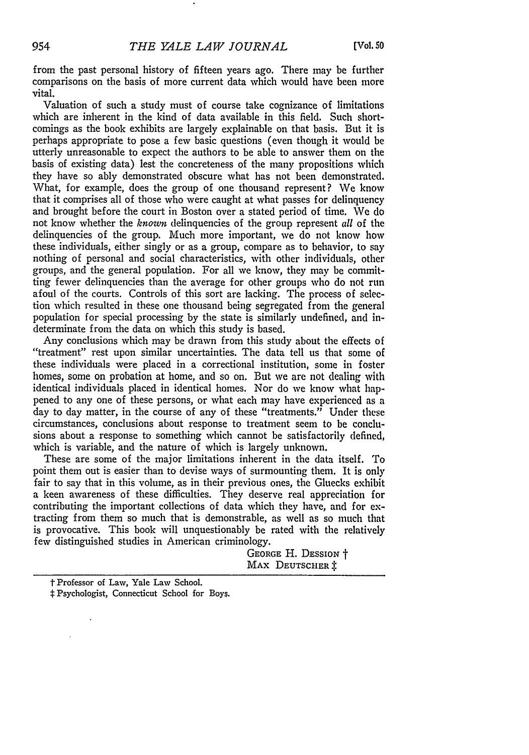from the past personal history of fifteen years ago. There may be further comparisons on the basis of more current data which would have been more vital.

Valuation of such a study must of course take cognizance of limitations which are inherent in the kind of data available in this field. Such shortcomings as the book exhibits are largely explainable on that basis. But it is perhaps appropriate to pose a few basic questions (even though it would be utterly unreasonable to expect the authors to be able to answer them on the basis of existing data) lest the concreteness of the many propositions which they have so ably demonstrated obscure what has not been demonstrated. What, for example, does the group of one thousand represent? We know that it comprises all of those who were caught at what passes for delinquency and brought before the court in Boston over a stated period of time. We do not know whether the *known* delinquencies of the group represent *all* of the delinquencies of the group. Much more important, we do not know how these individuals, either singly or as a group, compare as to behavior, to say nothing of personal and social characteristics, with other individuals, other groups, and the general population. For all we know, they may be committing fewer delinquencies than the average for other groups who do not run afoul of the courts. Controls of this sort are lacking. The process of selection which resulted in these one thousand being segregated from the general population for special processing by the state is similarly undefined, and indeterminate from the data on which this study is based.

Any conclusions which may be drawn from this study about the effects of "treatment" rest upon similar uncertainties. The data tell us that some of these individuals were placed in a correctional institution, some in foster homes, some on probation at home, and so on. But we are not dealing with identical individuals placed in identical homes. Nor do we know what happened to any one of these persons, or what each may have experienced as a day to day matter, in the course of any of these "treatments." Under these circumstances, conclusions about response to treatment seem to be conclusions about a response to something which cannot be satisfactorily defined, which is variable, and the nature of which is largely unknown.

These are some of the major limitations inherent in the data itself. To point them out is easier than to devise ways of surmounting them. It is only fair to say that in this volume, as in their previous ones, the Gluecks exhibit a keen awareness of these difficulties. They deserve real appreciation for contributing the important collections of data which they have, and for extracting from them so much that is demonstrable, as well as so much that is provocative. This book will unquestionably be rated with the relatively few distinguished studies in American criminology.

GEORGE H. DESSION †
MAX DEUTSCHER ‡

† Professor of Law, Yale Law School.

‡ Psychologist, Connecticut School for Boys.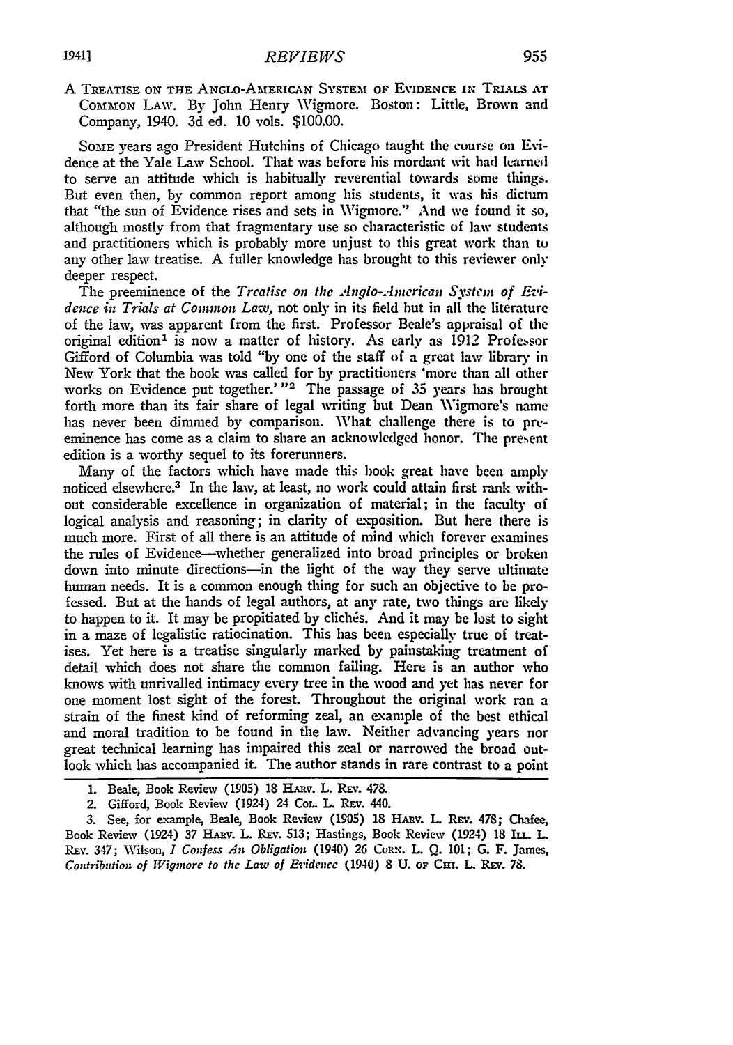A TREATISE ON THE ANGLO-AMERICAN SYSTEM OF EVIDENCE IN TRIALS AT COMMON LAW. By John Henry Wigmore. Boston: Little, Brown and Company, 1940. 3d ed. 10 vols. $100.00.

SOME years ago President Hutchins of Chicago taught the course on Evidence at the Yale Law School. That was before his mordant wit had learned to serve an attitude which is habitually reverential towards some things. But even then, by common report among his students, it was his dictum that "the sun of Evidence rises and sets in Wigmore." And we found it so, although mostly from that fragmentary use so characteristic of law students and practitioners which is probably more unjust to this great work than to any other law treatise. A fuller knowledge has brought to this reviewer only deeper respect.

The preeminence of the *Treatise on the Anglo-American System of Evidence in Trials at Common Law*, not only in its field but in all the literature of the law, was apparent from the first. Professor Beale's appraisal of the original edition[1] is now a matter of history. As early as 1912 Professor Gifford of Columbia was told "by one of the staff of a great law library in New York that the book was called for by practitioners 'more than all other works on Evidence put together.' "[2] The passage of 35 years has brought forth more than its fair share of legal writing but Dean Wigmore's name has never been dimmed by comparison. What challenge there is to preeminence has come as a claim to share an acknowledged honor. The present edition is a worthy sequel to its forerunners.

Many of the factors which have made this book great have been amply noticed elsewhere.[3] In the law, at least, no work could attain first rank without considerable excellence in organization of material; in the faculty of logical analysis and reasoning; in clarity of exposition. But here there is much more. First of all there is an attitude of mind which forever examines the rules of Evidence—whether generalized into broad principles or broken down into minute directions—in the light of the way they serve ultimate human needs. It is a common enough thing for such an objective to be professed. But at the hands of legal authors, at any rate, two things are likely to happen to it. It may be propitiated by clichés. And it may be lost to sight in a maze of legalistic ratiocination. This has been especially true of treatises. Yet here is a treatise singularly marked by painstaking treatment of detail which does not share the common failing. Here is an author who knows with unrivalled intimacy every tree in the wood and yet has never for one moment lost sight of the forest. Throughout the original work ran a strain of the finest kind of reforming zeal, an example of the best ethical and moral tradition to be found in the law. Neither advancing years nor great technical learning has impaired this zeal or narrowed the broad outlook which has accompanied it. The author stands in rare contrast to a point

1. Beale, Book Review (1905) 18 HARV. L. REV. 478.

2. Gifford, Book Review (1924) 24 COL. L. REV. 440.

3. See, for example, Beale, Book Review (1905) 18 HARV. L. REV. 478; Chafee, Book Review (1924) 37 HARV. L. REV. 513; Hastings, Book Review (1924) 18 ILL. L. REV. 347; Wilson, *I Confess An Obligation* (1940) 26 CORN. L. Q. 101; G. F. James, *Contribution of Wigmore to the Law of Evidence* (1940) 8 U. OF CHI. L. REV. 78.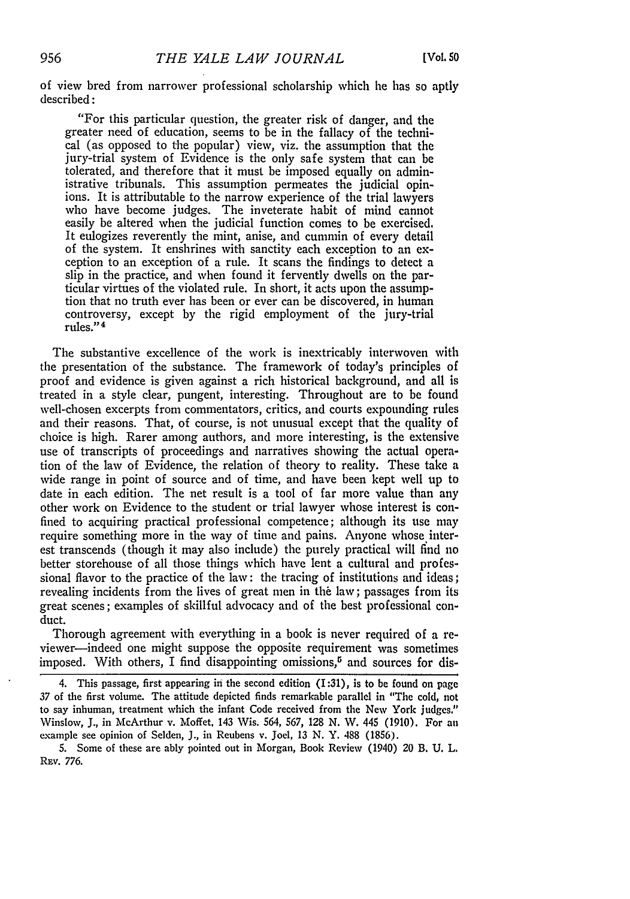of view bred from narrower professional scholarship which he has so aptly described:

> "For this particular question, the greater risk of danger, and the greater need of education, seems to be in the fallacy of the technical (as opposed to the popular) view, viz. the assumption that the jury-trial system of Evidence is the only safe system that can be tolerated, and therefore that it must be imposed equally on administrative tribunals. This assumption permeates the judicial opinions. It is attributable to the narrow experience of the trial lawyers who have become judges. The inveterate habit of mind cannot easily be altered when the judicial function comes to be exercised. It eulogizes reverently the mint, anise, and cummin of every detail of the system. It enshrines with sanctity each exception to an exception to an exception of a rule. It scans the findings to detect a slip in the practice, and when found it fervently dwells on the particular virtues of the violated rule. In short, it acts upon the assumption that no truth ever has been or ever can be discovered, in human controversy, except by the rigid employment of the jury-trial rules."[4]

The substantive excellence of the work is inextricably interwoven with the presentation of the substance. The framework of today's principles of proof and evidence is given against a rich historical background, and all is treated in a style clear, pungent, interesting. Throughout are to be found well-chosen excerpts from commentators, critics, and courts expounding rules and their reasons. That, of course, is not unusual except that the quality of choice is high. Rarer among authors, and more interesting, is the extensive use of transcripts of proceedings and narratives showing the actual operation of the law of Evidence, the relation of theory to reality. These take a wide range in point of source and of time, and have been kept well up to date in each edition. The net result is a tool of far more value than any other work on Evidence to the student or trial lawyer whose interest is confined to acquiring practical professional competence; although its use may require something more in the way of time and pains. Anyone whose interest transcends (though it may also include) the purely practical will find no better storehouse of all those things which have lent a cultural and professional flavor to the practice of the law: the tracing of institutions and ideas; revealing incidents from the lives of great men in the law; passages from its great scenes; examples of skillful advocacy and of the best professional conduct.

Thorough agreement with everything in a book is never required of a reviewer—indeed one might suppose the opposite requirement was sometimes imposed. With others, I find disappointing omissions,[5] and sources for dis-

---

4. This passage, first appearing in the second edition (I:31), is to be found on page 37 of the first volume. The attitude depicted finds remarkable parallel in "The cold, not to say inhuman, treatment which the infant Code received from the New York judges." Winslow, J., in McArthur v. Moffet, 143 Wis. 564, 567, 128 N. W. 445 (1910). For an example see opinion of Selden, J., in Reubens v. Joel, 13 N. Y. 488 (1856).

5. Some of these are ably pointed out in Morgan, Book Review (1940) 20 B. U. L. Rev. 776.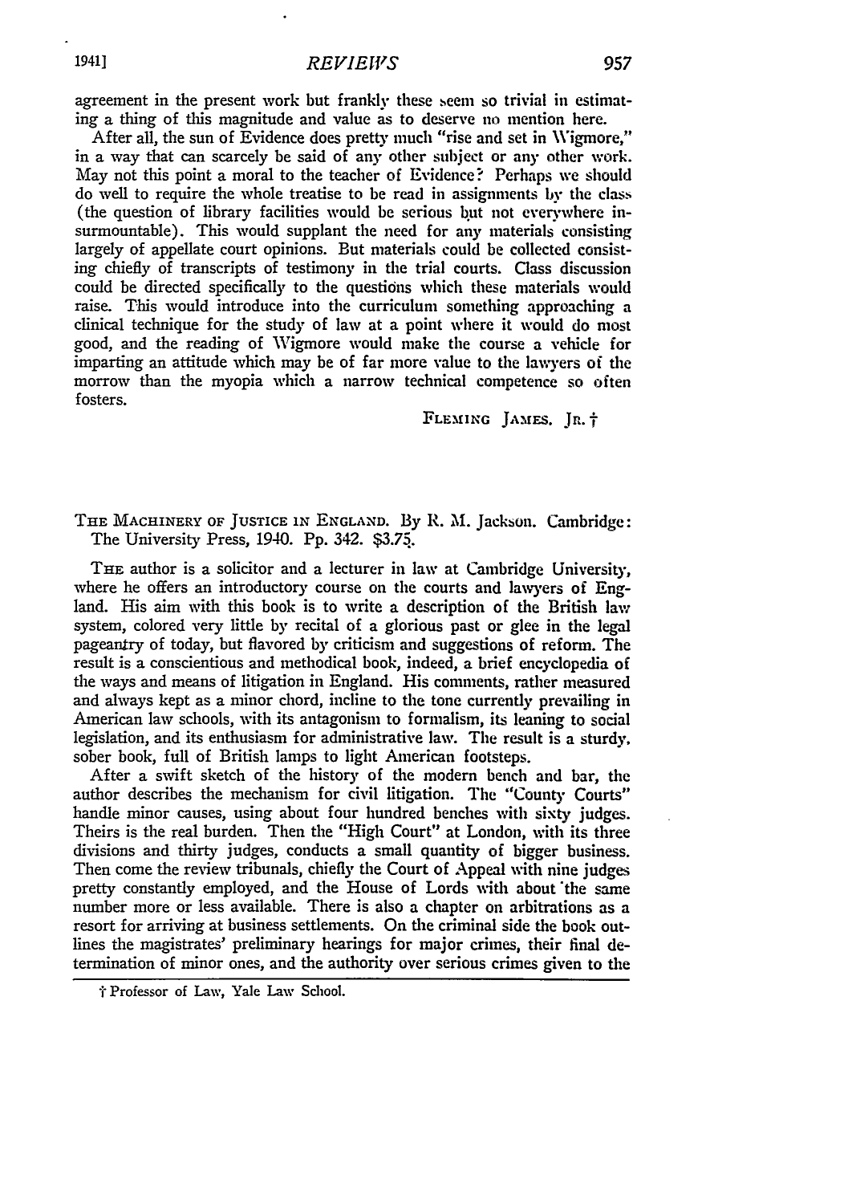agreement in the present work but frankly these seem so trivial in estimating a thing of this magnitude and value as to deserve no mention here.

After all, the sun of Evidence does pretty much "rise and set in Wigmore," in a way that can scarcely be said of any other subject or any other work. May not this point a moral to the teacher of Evidence? Perhaps we should do well to require the whole treatise to be read in assignments by the class (the question of library facilities would be serious but not everywhere insurmountable). This would supplant the need for any materials consisting largely of appellate court opinions. But materials could be collected consisting chiefly of transcripts of testimony in the trial courts. Class discussion could be directed specifically to the questions which these materials would raise. This would introduce into the curriculum something approaching a clinical technique for the study of law at a point where it would do most good, and the reading of Wigmore would make the course a vehicle for imparting an attitude which may be of far more value to the lawyers of the morrow than the myopia which a narrow technical competence so often fosters.

FLEMING JAMES, JR.†

THE MACHINERY OF JUSTICE IN ENGLAND. By R. M. Jackson. Cambridge: The University Press, 1940. Pp. 342. $3.75.

THE author is a solicitor and a lecturer in law at Cambridge University, where he offers an introductory course on the courts and lawyers of England. His aim with this book is to write a description of the British law system, colored very little by recital of a glorious past or glee in the legal pageantry of today, but flavored by criticism and suggestions of reform. The result is a conscientious and methodical book, indeed, a brief encyclopedia of the ways and means of litigation in England. His comments, rather measured and always kept as a minor chord, incline to the tone currently prevailing in American law schools, with its antagonism to formalism, its leaning to social legislation, and its enthusiasm for administrative law. The result is a sturdy, sober book, full of British lamps to light American footsteps.

After a swift sketch of the history of the modern bench and bar, the author describes the mechanism for civil litigation. The "County Courts" handle minor causes, using about four hundred benches with sixty judges. Theirs is the real burden. Then the "High Court" at London, with its three divisions and thirty judges, conducts a small quantity of bigger business. Then come the review tribunals, chiefly the Court of Appeal with nine judges pretty constantly employed, and the House of Lords with about the same number more or less available. There is also a chapter on arbitrations as a resort for arriving at business settlements. On the criminal side the book outlines the magistrates' preliminary hearings for major crimes, their final determination of minor ones, and the authority over serious crimes given to the

† Professor of Law, Yale Law School.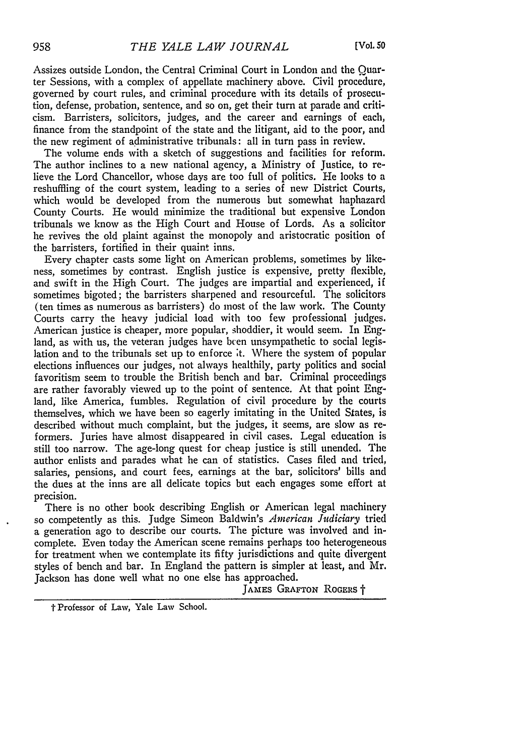Assizes outside London, the Central Criminal Court in London and the Quarter Sessions, with a complex of appellate machinery above. Civil procedure, governed by court rules, and criminal procedure with its details of prosecution, defense, probation, sentence, and so on, get their turn at parade and criticism. Barristers, solicitors, judges, and the career and earnings of each, finance from the standpoint of the state and the litigant, aid to the poor, and the new regiment of administrative tribunals: all in turn pass in review.

The volume ends with a sketch of suggestions and facilities for reform. The author inclines to a new national agency, a Ministry of Justice, to relieve the Lord Chancellor, whose days are too full of politics. He looks to a reshuffling of the court system, leading to a series of new District Courts, which would be developed from the numerous but somewhat haphazard County Courts. He would minimize the traditional but expensive London tribunals we know as the High Court and House of Lords. As a solicitor he revives the old plaint against the monopoly and aristocratic position of the barristers, fortified in their quaint inns.

Every chapter casts some light on American problems, sometimes by likeness, sometimes by contrast. English justice is expensive, pretty flexible, and swift in the High Court. The judges are impartial and experienced, if sometimes bigoted; the barristers sharpened and resourceful. The solicitors (ten times as numerous as barristers) do most of the law work. The County Courts carry the heavy judicial load with too few professional judges. American justice is cheaper, more popular, shoddier, it would seem. In England, as with us, the veteran judges have been unsympathetic to social legislation and to the tribunals set up to enforce it. Where the system of popular elections influences our judges, not always healthily, party politics and social favoritism seem to trouble the British bench and bar. Criminal proceedings are rather favorably viewed up to the point of sentence. At that point England, like America, fumbles. Regulation of civil procedure by the courts themselves, which we have been so eagerly imitating in the United States, is described without much complaint, but the judges, it seems, are slow as reformers. Juries have almost disappeared in civil cases. Legal education is still too narrow. The age-long quest for cheap justice is still unended. The author enlists and parades what he can of statistics. Cases filed and tried, salaries, pensions, and court fees, earnings at the bar, solicitors' bills and the dues at the inns are all delicate topics but each engages some effort at precision.

There is no other book describing English or American legal machinery so competently as this. Judge Simeon Baldwin's *American Judiciary* tried a generation ago to describe our courts. The picture was involved and incomplete. Even today the American scene remains perhaps too heterogeneous for treatment when we contemplate its fifty jurisdictions and quite divergent styles of bench and bar. In England the pattern is simpler at least, and Mr. Jackson has done well what no one else has approached.

JAMES GRAFTON ROGERS †

† Professor of Law, Yale Law School.